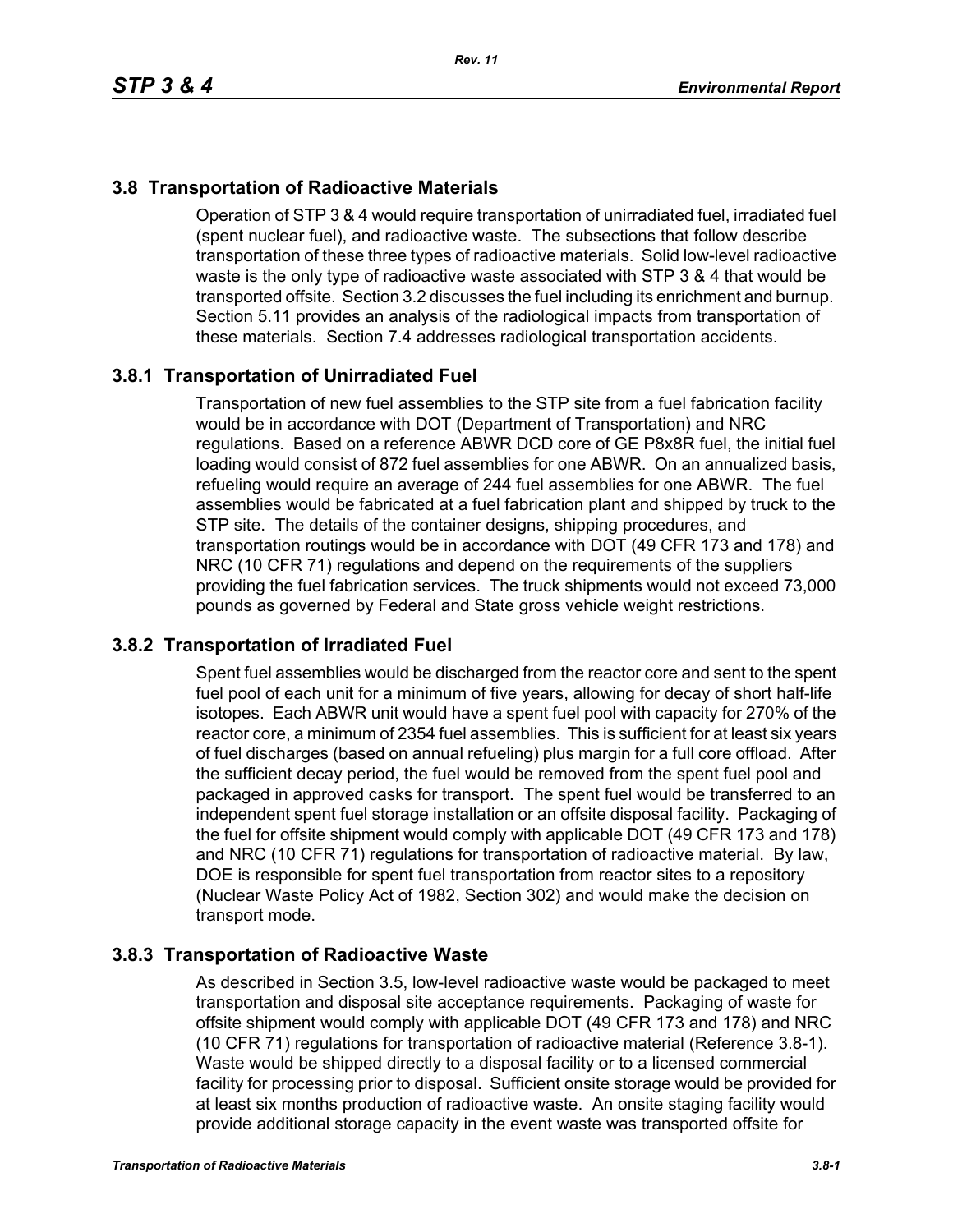## 3.8 Transportation of Radioactive Materials

Operation of STP 3 & 4 would require transportation of unirradiated fuel, irradiated fuel (spent nuclear fuel), and radioactive waste. The subsections that follow describe transportation of these three types of radioactive materials. Solid low-level radioactive waste is the only type of radioactive waste associated with STP 3 & 4 that would be transported offsite. Section 3.2 discusses the fuel including its enrichment and burnup. Section 5.11 provides an analysis of the radiological impacts from transportation of these materials. Section 7.4 addresses radiological transportation accidents.

### 3.8.1 Transportation of Unirradiated Fuel

Transportation of new fuel assemblies to the STP site from a fuel fabrication facility would be in accordance with DOT (Department of Transportation) and NRC regulations. Based on a reference ABWR DCD core of GE P8x8R fuel, the initial fuel loading would consist of 872 fuel assemblies for one ABWR. On an annualized basis, refueling would require an average of 244 fuel assemblies for one ABWR. The fuel assemblies would be fabricated at a fuel fabrication plant and shipped by truck to the STP site. The details of the container designs, shipping procedures, and transportation routings would be in accordance with DOT (49 CFR 173 and 178) and NRC (10 CFR 71) regulations and depend on the requirements of the suppliers providing the fuel fabrication services. The truck shipments would not exceed 73,000 pounds as governed by Federal and State gross vehicle weight restrictions.

### 3.8.2 Transportation of Irradiated Fuel

Spent fuel assemblies would be discharged from the reactor core and sent to the spent fuel pool of each unit for a minimum of five years, allowing for decay of short half-life isotopes. Each ABWR unit would have a spent fuel pool with capacity for 270% of the reactor core, a minimum of 2354 fuel assemblies. This is sufficient for at least six years of fuel discharges (based on annual refueling) plus margin for a full core offload. After the sufficient decay period, the fuel would be removed from the spent fuel pool and packaged in approved casks for transport. The spent fuel would be transferred to an independent spent fuel storage installation or an offsite disposal facility. Packaging of the fuel for offsite shipment would comply with applicable DOT (49 CFR 173 and 178) and NRC (10 CFR 71) regulations for transportation of radioactive material. By law, DOE is responsible for spent fuel transportation from reactor sites to a repository (Nuclear Waste Policy Act of 1982, Section 302) and would make the decision on transport mode.

### 3.8.3 Transportation of Radioactive Waste

As described in Section 3.5, low-level radioactive waste would be packaged to meet transportation and disposal site acceptance requirements. Packaging of waste for offsite shipment would comply with applicable DOT (49 CFR 173 and 178) and NRC (10 CFR 71) regulations for transportation of radioactive material (Reference 3.8-1). Waste would be shipped directly to a disposal facility or to a licensed commercial facility for processing prior to disposal. Sufficient onsite storage would be provided for at least six months production of radioactive waste. An onsite staging facility would provide additional storage capacity in the event waste was transported offsite for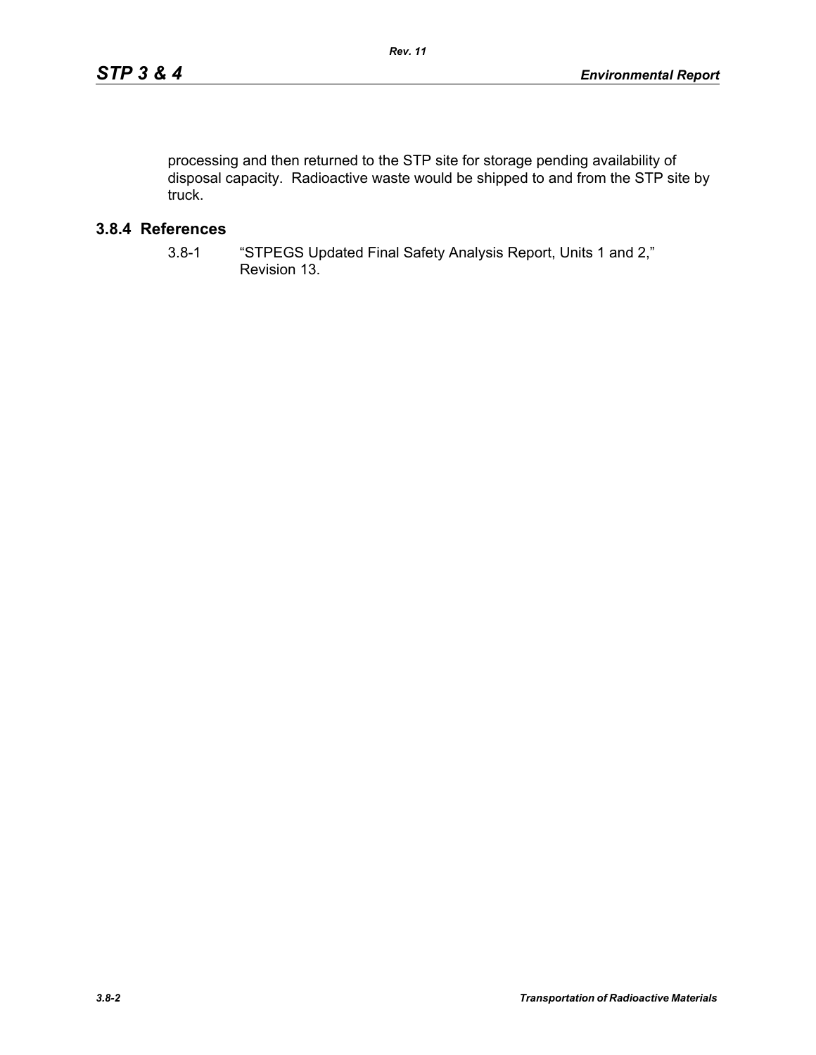processing and then returned to the STP site for storage pending availability of disposal capacity. Radioactive waste would be shipped to and from the STP site by truck.

### 3.8.4 References

3.8-1 "STPEGS Updated Final Safety Analysis Report, Units 1 and 2," Revision 13.